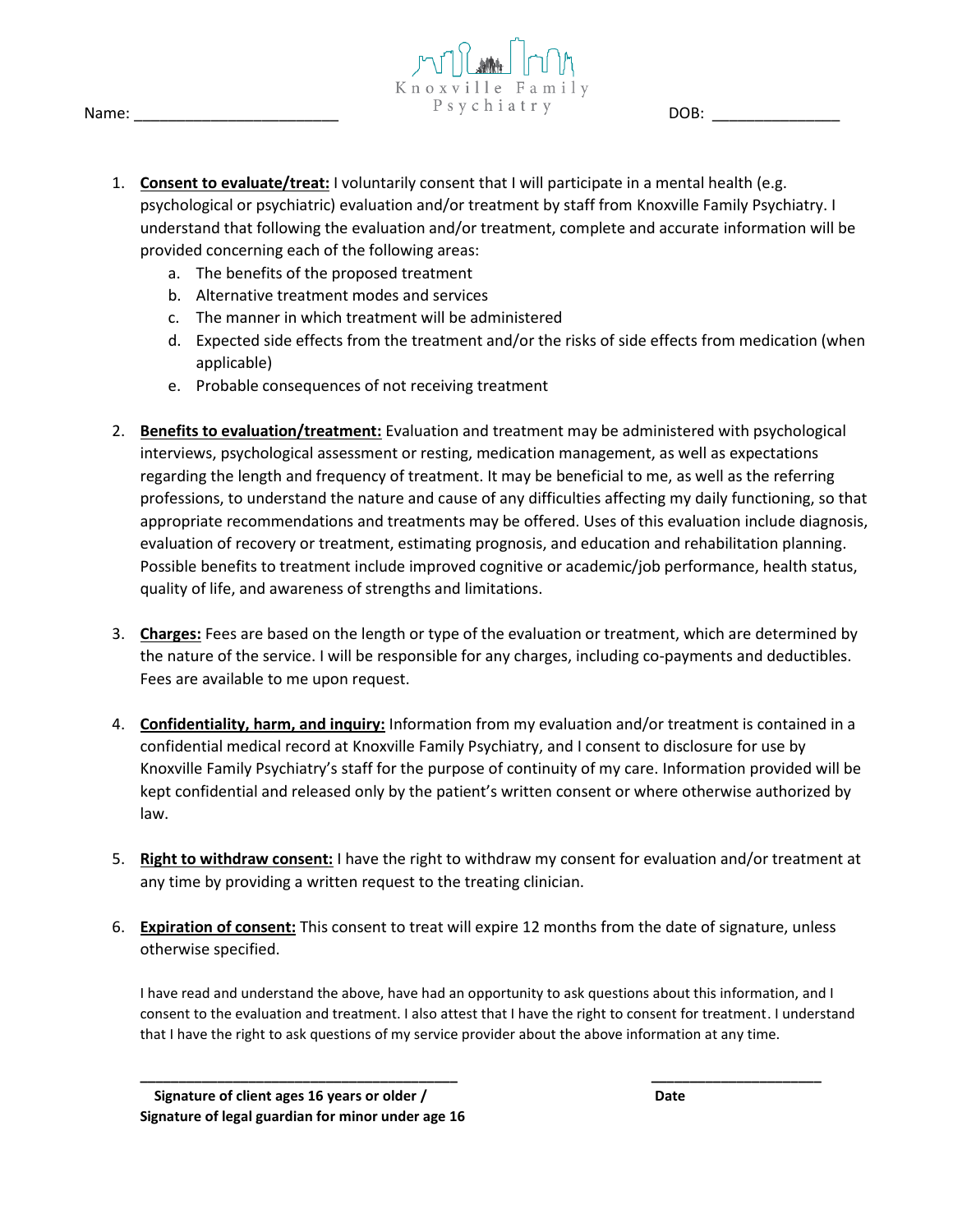Knoxville Family Psychiatry

Name: _______________________ DOB: _______________

1. **Consent to evaluate/treat:** I voluntarily consent that I will participate in a mental health (e.g. psychological or psychiatric) evaluation and/or treatment by staff from Knoxville Family Psychiatry. I understand that following the evaluation and/or treatment, complete and accurate information will be provided concerning each of the following areas:
   a. The benefits of the proposed treatment
   b. Alternative treatment modes and services
   c. The manner in which treatment will be administered
   d. Expected side effects from the treatment and/or the risks of side effects from medication (when applicable)
   e. Probable consequences of not receiving treatment

2. **Benefits to evaluation/treatment:** Evaluation and treatment may be administered with psychological interviews, psychological assessment or resting, medication management, as well as expectations regarding the length and frequency of treatment. It may be beneficial to me, as well as the referring professions, to understand the nature and cause of any difficulties affecting my daily functioning, so that appropriate recommendations and treatments may be offered. Uses of this evaluation include diagnosis, evaluation of recovery or treatment, estimating prognosis, and education and rehabilitation planning. Possible benefits to treatment include improved cognitive or academic/job performance, health status, quality of life, and awareness of strengths and limitations.

3. **Charges:** Fees are based on the length or type of the evaluation or treatment, which are determined by the nature of the service. I will be responsible for any charges, including co-payments and deductibles. Fees are available to me upon request.

4. **Confidentiality, harm, and inquiry:** Information from my evaluation and/or treatment is contained in a confidential medical record at Knoxville Family Psychiatry, and I consent to disclosure for use by Knoxville Family Psychiatry's staff for the purpose of continuity of my care. Information provided will be kept confidential and released only by the patient's written consent or where otherwise authorized by law.

5. **Right to withdraw consent:** I have the right to withdraw my consent for evaluation and/or treatment at any time by providing a written request to the treating clinician.

6. **Expiration of consent:** This consent to treat will expire 12 months from the date of signature, unless otherwise specified.

I have read and understand the above, have had an opportunity to ask questions about this information, and I consent to the evaluation and treatment. I also attest that I have the right to consent for treatment. I understand that I have the right to ask questions of my service provider about the above information at any time.

_______________________________________ _____________________

**Signature of client ages 16 years or older / Signature of legal guardian for minor under age 16** **Date**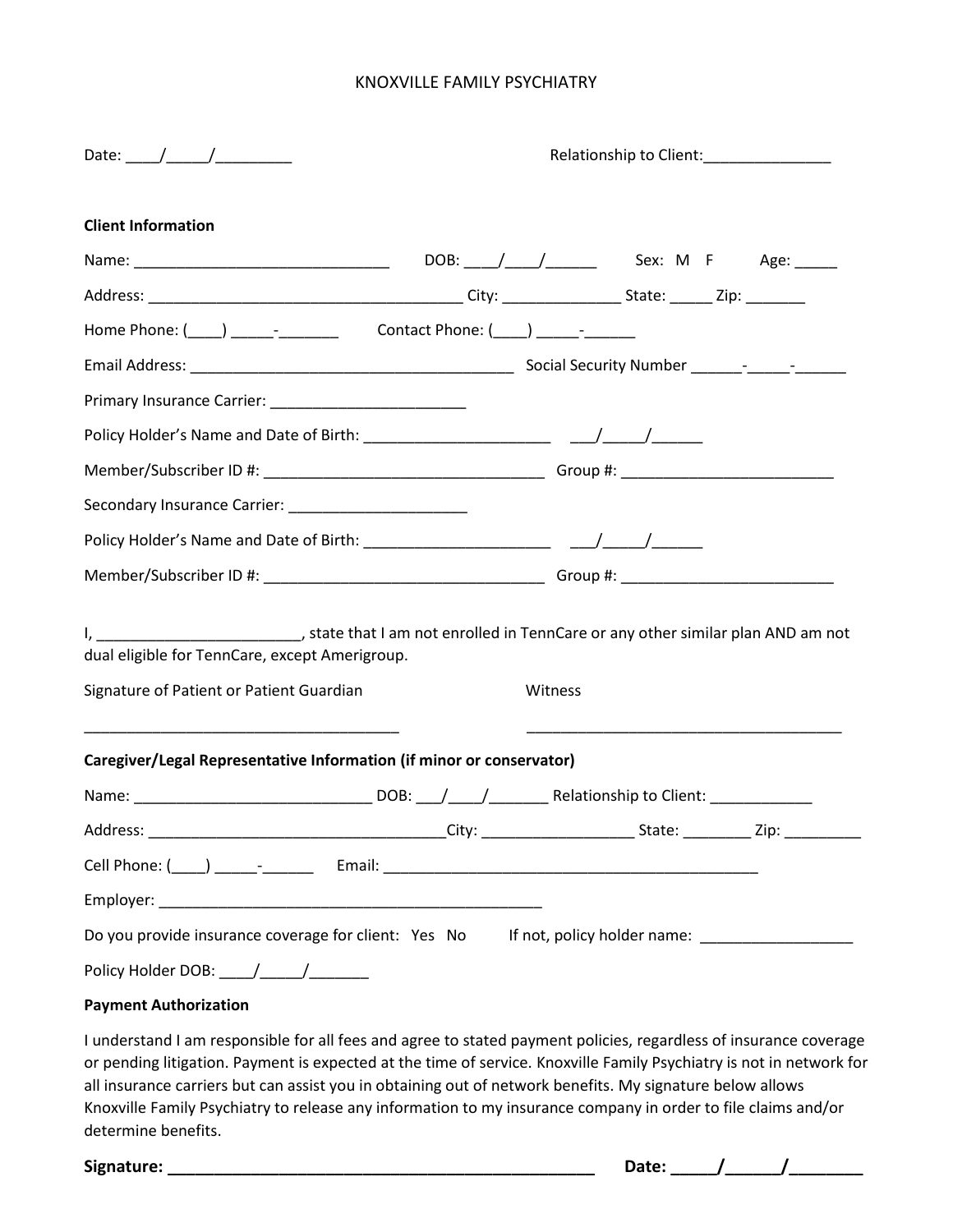KNOXVILLE FAMILY PSYCHIATRY

Date: ____/_____/_________ Relationship to Client:_______________

**Client Information**

Name: ______________________________ DOB: ____/____/______ Sex: M F Age: _____

Address: _____________________________________ City: ______________ State: _____ Zip: _______

Home Phone: (____) _____-_______ Contact Phone: (____) _____-______

Email Address: ______________________________________ Social Security Number ______-_____-______

Primary Insurance Carrier: _______________________

Policy Holder's Name and Date of Birth: _____________________ ___/_____/______

Member/Subscriber ID #: _________________________________ Group #: ________________________

Secondary Insurance Carrier: _____________________

Policy Holder's Name and Date of Birth: _____________________ ___/_____/______

Member/Subscriber ID #: _________________________________ Group #: ________________________

I, ________________________, state that I am not enrolled in TennCare or any other similar plan AND am not dual eligible for TennCare, except Amerigroup.

Signature of Patient or Patient Guardian Witness

_____________________________________ _____________________________________

**Caregiver/Legal Representative Information (if minor or conservator)**

Name: ___________________________ DOB: ___/____/_______ Relationship to Client: ____________

Address: ___________________________________City: _________________ State: ________ Zip: _________

Cell Phone: (____) _____-______ Email: ____________________________________________

Employer: _____________________________________________

Do you provide insurance coverage for client: Yes No If not, policy holder name: __________________

Policy Holder DOB: ____/_____/_______

**Payment Authorization**

I understand I am responsible for all fees and agree to stated payment policies, regardless of insurance coverage or pending litigation. Payment is expected at the time of service. Knoxville Family Psychiatry is not in network for all insurance carriers but can assist you in obtaining out of network benefits. My signature below allows Knoxville Family Psychiatry to release any information to my insurance company in order to file claims and/or determine benefits.

**Signature: _______________________________________________ Date: _____/______/________**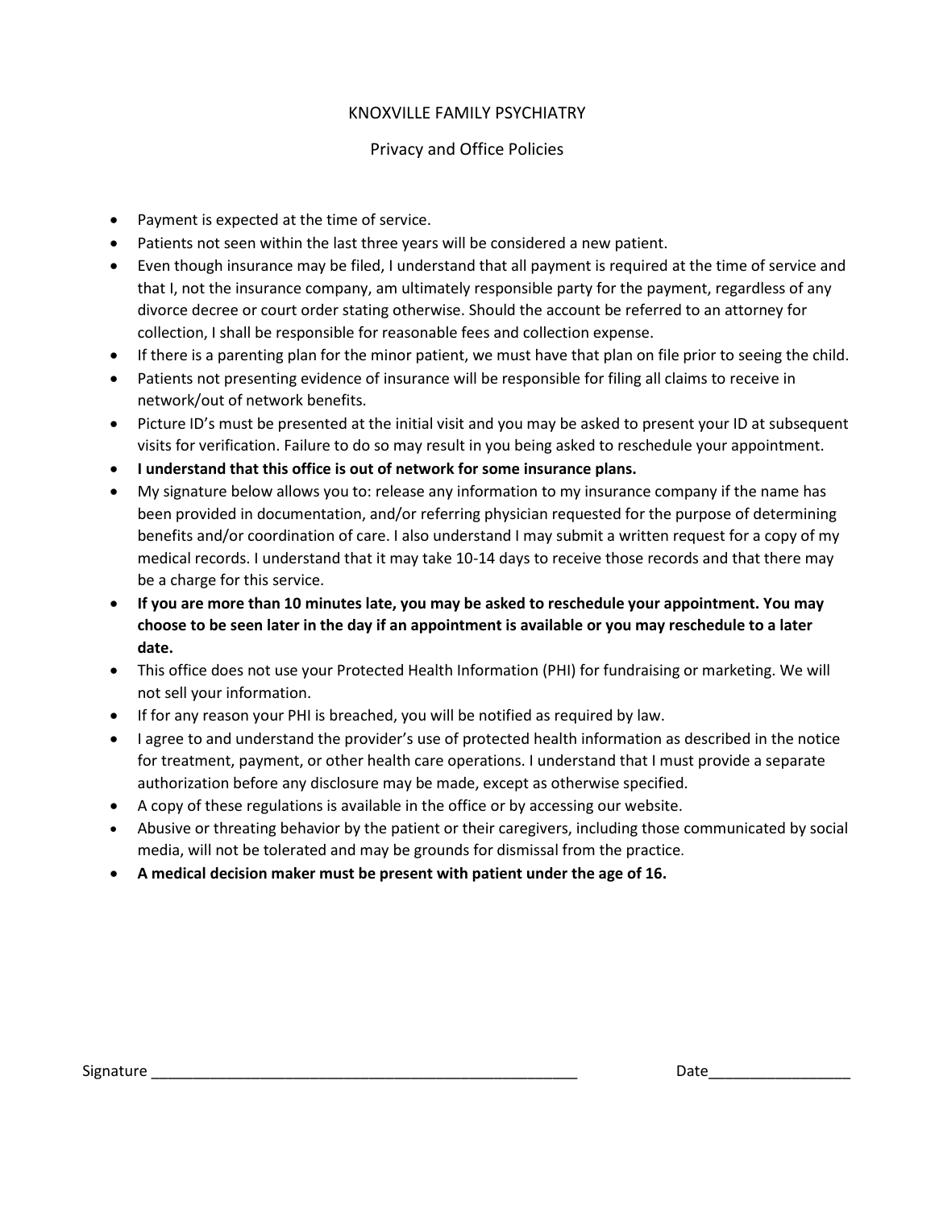# KNOXVILLE FAMILY PSYCHIATRY

## Privacy and Office Policies

- Payment is expected at the time of service.
- Patients not seen within the last three years will be considered a new patient.
- Even though insurance may be filed, I understand that all payment is required at the time of service and that I, not the insurance company, am ultimately responsible party for the payment, regardless of any divorce decree or court order stating otherwise. Should the account be referred to an attorney for collection, I shall be responsible for reasonable fees and collection expense.
- If there is a parenting plan for the minor patient, we must have that plan on file prior to seeing the child.
- Patients not presenting evidence of insurance will be responsible for filing all claims to receive in network/out of network benefits.
- Picture ID's must be presented at the initial visit and you may be asked to present your ID at subsequent visits for verification. Failure to do so may result in you being asked to reschedule your appointment.
- **I understand that this office is out of network for some insurance plans.**
- My signature below allows you to: release any information to my insurance company if the name has been provided in documentation, and/or referring physician requested for the purpose of determining benefits and/or coordination of care. I also understand I may submit a written request for a copy of my medical records. I understand that it may take 10-14 days to receive those records and that there may be a charge for this service.
- **If you are more than 10 minutes late, you may be asked to reschedule your appointment. You may choose to be seen later in the day if an appointment is available or you may reschedule to a later date.**
- This office does not use your Protected Health Information (PHI) for fundraising or marketing. We will not sell your information.
- If for any reason your PHI is breached, you will be notified as required by law.
- I agree to and understand the provider's use of protected health information as described in the notice for treatment, payment, or other health care operations. I understand that I must provide a separate authorization before any disclosure may be made, except as otherwise specified.
- A copy of these regulations is available in the office or by accessing our website.
- Abusive or threating behavior by the patient or their caregivers, including those communicated by social media, will not be tolerated and may be grounds for dismissal from the practice.
- **A medical decision maker must be present with patient under the age of 16.**

Signature _____________________________________________________ Date_________________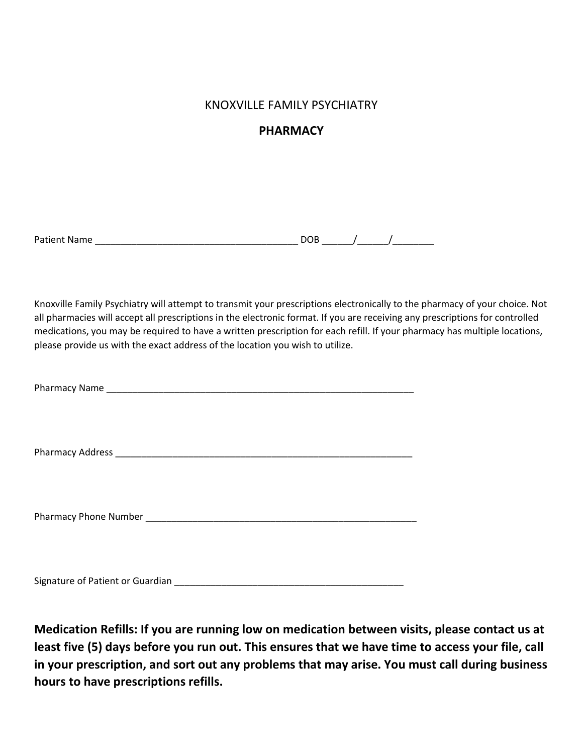KNOXVILLE FAMILY PSYCHIATRY

## PHARMACY

Patient Name _______________________________________ DOB ______/______/________

Knoxville Family Psychiatry will attempt to transmit your prescriptions electronically to the pharmacy of your choice. Not all pharmacies will accept all prescriptions in the electronic format. If you are receiving any prescriptions for controlled medications, you may be required to have a written prescription for each refill. If your pharmacy has multiple locations, please provide us with the exact address of the location you wish to utilize.

Pharmacy Name ______________________________________________________________

Pharmacy Address ____________________________________________________________

Pharmacy Phone Number _______________________________________________________

Signature of Patient or Guardian ______________________________________________

**Medication Refills: If you are running low on medication between visits, please contact us at least five (5) days before you run out. This ensures that we have time to access your file, call in your prescription, and sort out any problems that may arise. You must call during business hours to have prescriptions refills.**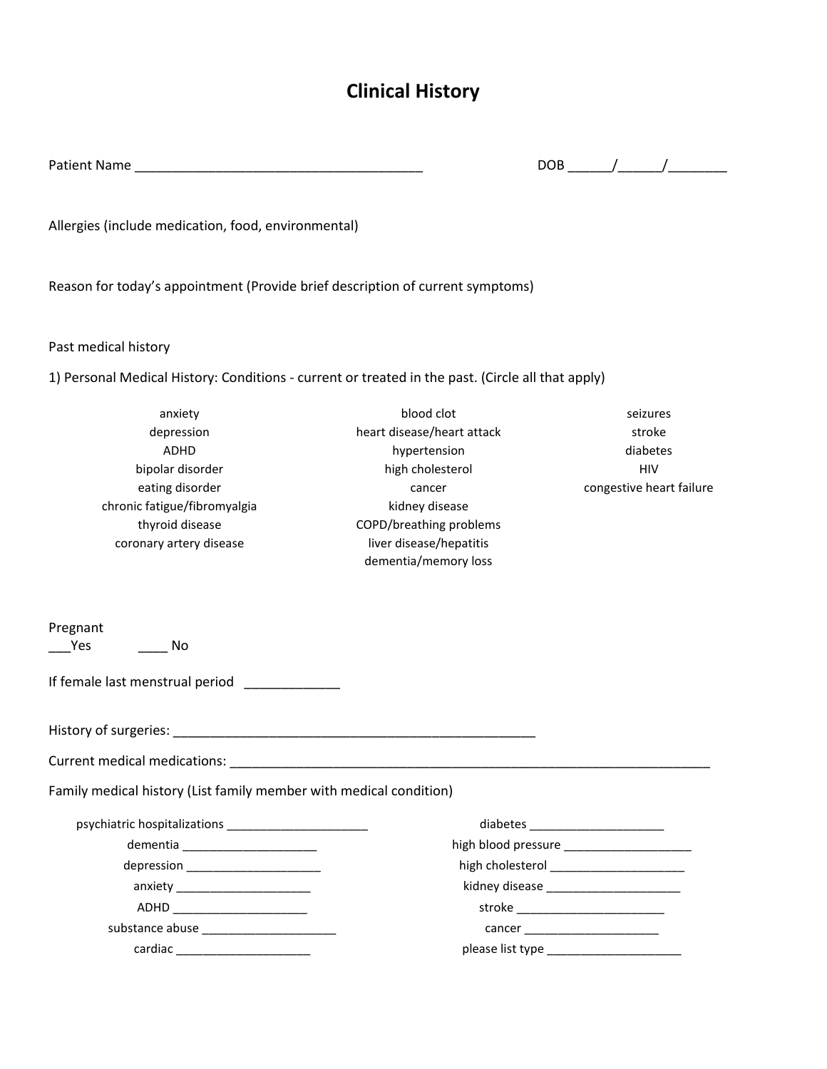# Clinical History

Patient Name ______________________________________ DOB ______/______/________

Allergies (include medication, food, environmental)

Reason for today's appointment (Provide brief description of current symptoms)

Past medical history

1) Personal Medical History: Conditions - current or treated in the past. (Circle all that apply)

| | | |
|---|---|---|
| anxiety | blood clot | seizures |
| depression | heart disease/heart attack | stroke |
| ADHD | hypertension | diabetes |
| bipolar disorder | high cholesterol | HIV |
| eating disorder | cancer | congestive heart failure |
| chronic fatigue/fibromyalgia | kidney disease | |
| thyroid disease | COPD/breathing problems | |
| coronary artery disease | liver disease/hepatitis | |
| | dementia/memory loss | |

Pregnant
___Yes ____ No

If female last menstrual period _____________

History of surgeries: ___________________________________________________

Current medical medications: ______________________________________________________________________

Family medical history (List family member with medical condition)

| | |
|---|---|
| psychiatric hospitalizations _____________________ | diabetes ____________________ |
| dementia ____________________ | high blood pressure ___________________ |
| depression ____________________ | high cholesterol ____________________ |
| anxiety ____________________ | kidney disease ____________________ |
| ADHD ____________________ | stroke ______________________ |
| substance abuse ____________________ | cancer ____________________ |
| cardiac ____________________ | please list type ____________________ |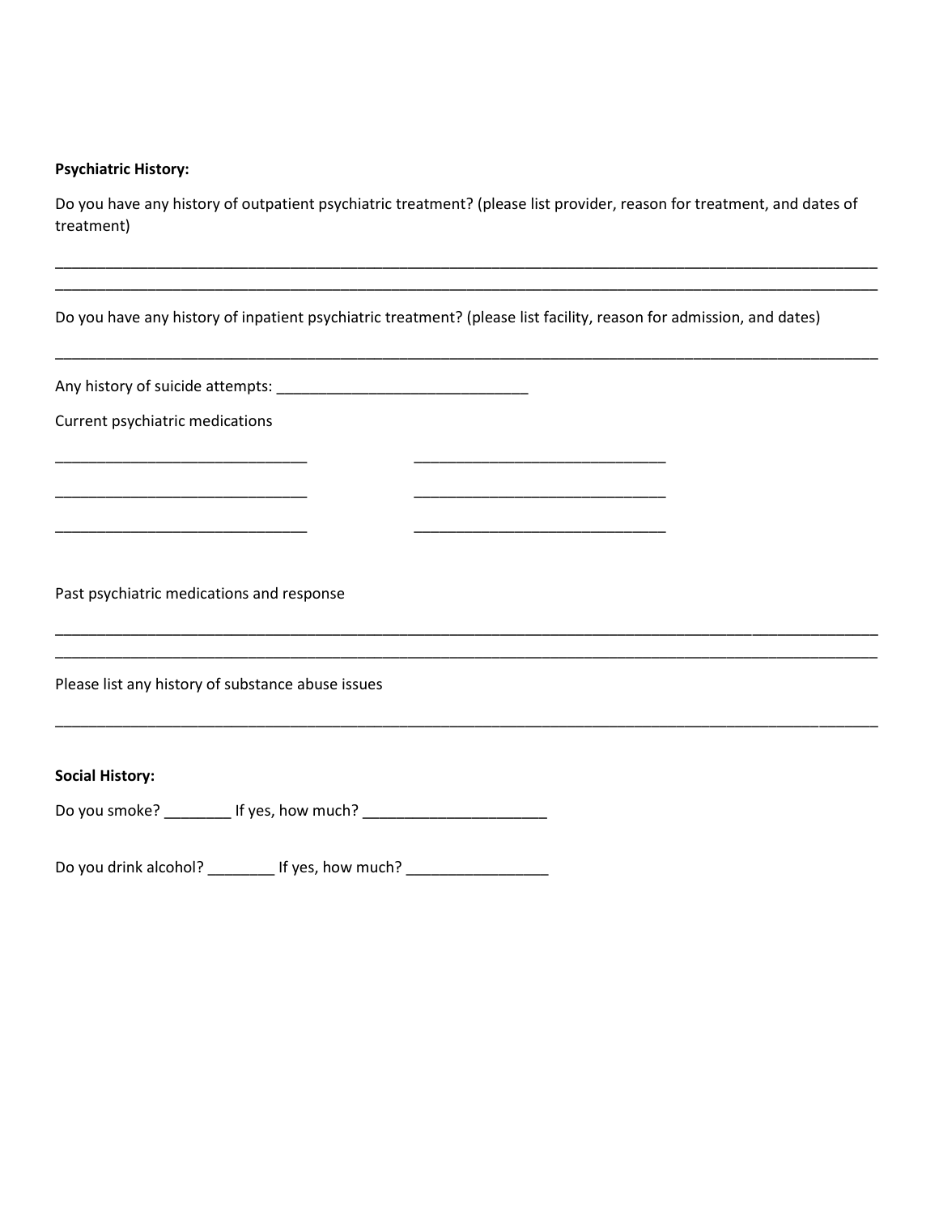**Psychiatric History:**

Do you have any history of outpatient psychiatric treatment? (please list provider, reason for treatment, and dates of treatment)

_______________________________________________________________________________________________
_______________________________________________________________________________________________

Do you have any history of inpatient psychiatric treatment? (please list facility, reason for admission, and dates)

_______________________________________________________________________________________________

Any history of suicide attempts: _____________________________

Current psychiatric medications

_____________________________ _____________________________

_____________________________ _____________________________

_____________________________ _____________________________

Past psychiatric medications and response

_______________________________________________________________________________________________
_______________________________________________________________________________________________

Please list any history of substance abuse issues

_______________________________________________________________________________________________

**Social History:**

Do you smoke? ________ If yes, how much? _____________________

Do you drink alcohol? ________ If yes, how much? ________________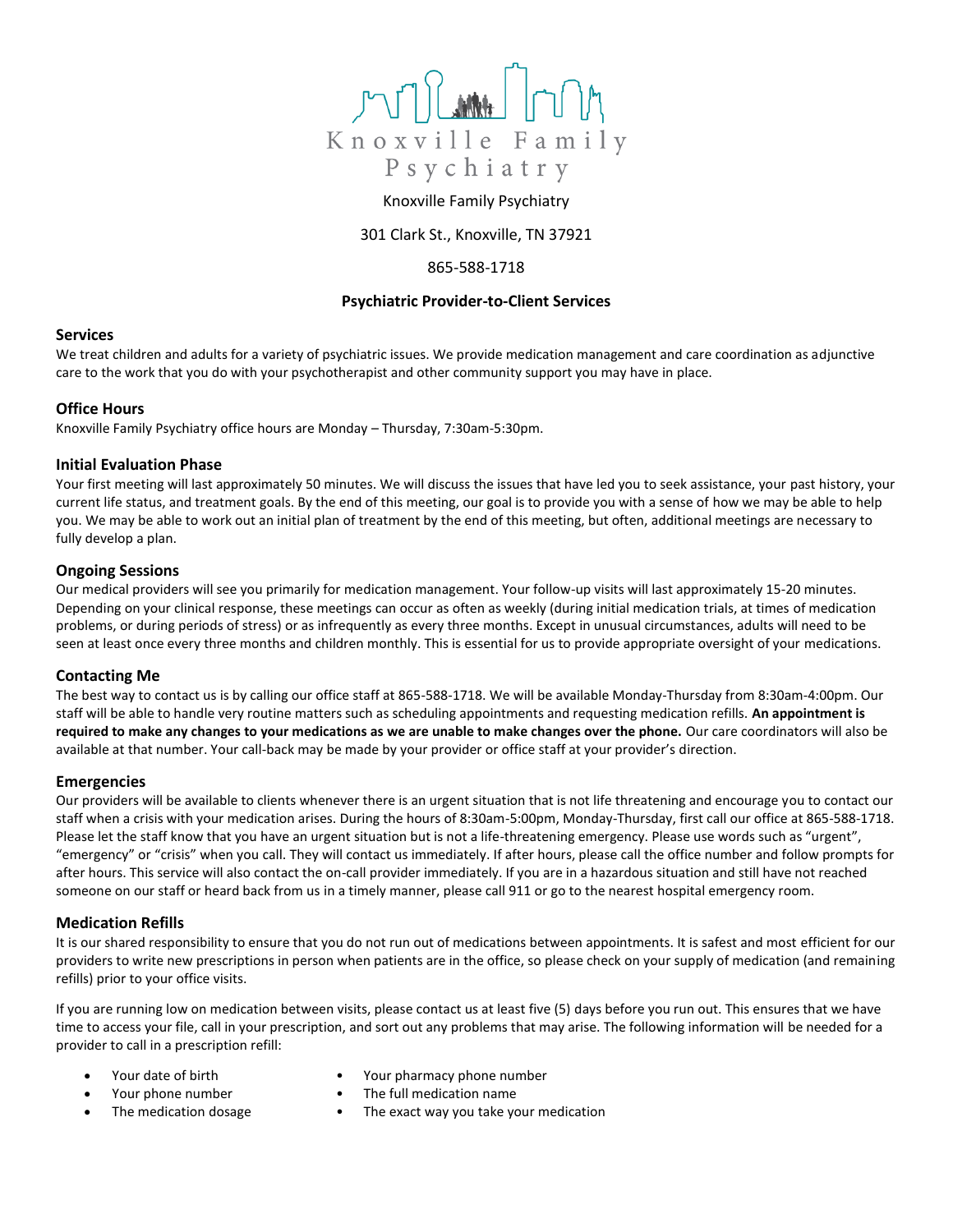Knoxville Family Psychiatry

Knoxville Family Psychiatry

301 Clark St., Knoxville, TN 37921

865-588-1718

**Psychiatric Provider-to-Client Services**

## Services

We treat children and adults for a variety of psychiatric issues. We provide medication management and care coordination as adjunctive care to the work that you do with your psychotherapist and other community support you may have in place.

## Office Hours

Knoxville Family Psychiatry office hours are Monday – Thursday, 7:30am-5:30pm.

## Initial Evaluation Phase

Your first meeting will last approximately 50 minutes. We will discuss the issues that have led you to seek assistance, your past history, your current life status, and treatment goals. By the end of this meeting, our goal is to provide you with a sense of how we may be able to help you. We may be able to work out an initial plan of treatment by the end of this meeting, but often, additional meetings are necessary to fully develop a plan.

## Ongoing Sessions

Our medical providers will see you primarily for medication management. Your follow-up visits will last approximately 15-20 minutes. Depending on your clinical response, these meetings can occur as often as weekly (during initial medication trials, at times of medication problems, or during periods of stress) or as infrequently as every three months. Except in unusual circumstances, adults will need to be seen at least once every three months and children monthly. This is essential for us to provide appropriate oversight of your medications.

## Contacting Me

The best way to contact us is by calling our office staff at 865-588-1718. We will be available Monday-Thursday from 8:30am-4:00pm. Our staff will be able to handle very routine matters such as scheduling appointments and requesting medication refills. **An appointment is required to make any changes to your medications as we are unable to make changes over the phone.** Our care coordinators will also be available at that number. Your call-back may be made by your provider or office staff at your provider's direction.

## Emergencies

Our providers will be available to clients whenever there is an urgent situation that is not life threatening and encourage you to contact our staff when a crisis with your medication arises. During the hours of 8:30am-5:00pm, Monday-Thursday, first call our office at 865-588-1718. Please let the staff know that you have an urgent situation but is not a life-threatening emergency. Please use words such as "urgent", "emergency" or "crisis" when you call. They will contact us immediately. If after hours, please call the office number and follow prompts for after hours. This service will also contact the on-call provider immediately. If you are in a hazardous situation and still have not reached someone on our staff or heard back from us in a timely manner, please call 911 or go to the nearest hospital emergency room.

## Medication Refills

It is our shared responsibility to ensure that you do not run out of medications between appointments. It is safest and most efficient for our providers to write new prescriptions in person when patients are in the office, so please check on your supply of medication (and remaining refills) prior to your office visits.

If you are running low on medication between visits, please contact us at least five (5) days before you run out. This ensures that we have time to access your file, call in your prescription, and sort out any problems that may arise. The following information will be needed for a provider to call in a prescription refill:

- Your date of birth
- Your phone number
- The medication dosage
- Your pharmacy phone number
- The full medication name
- The exact way you take your medication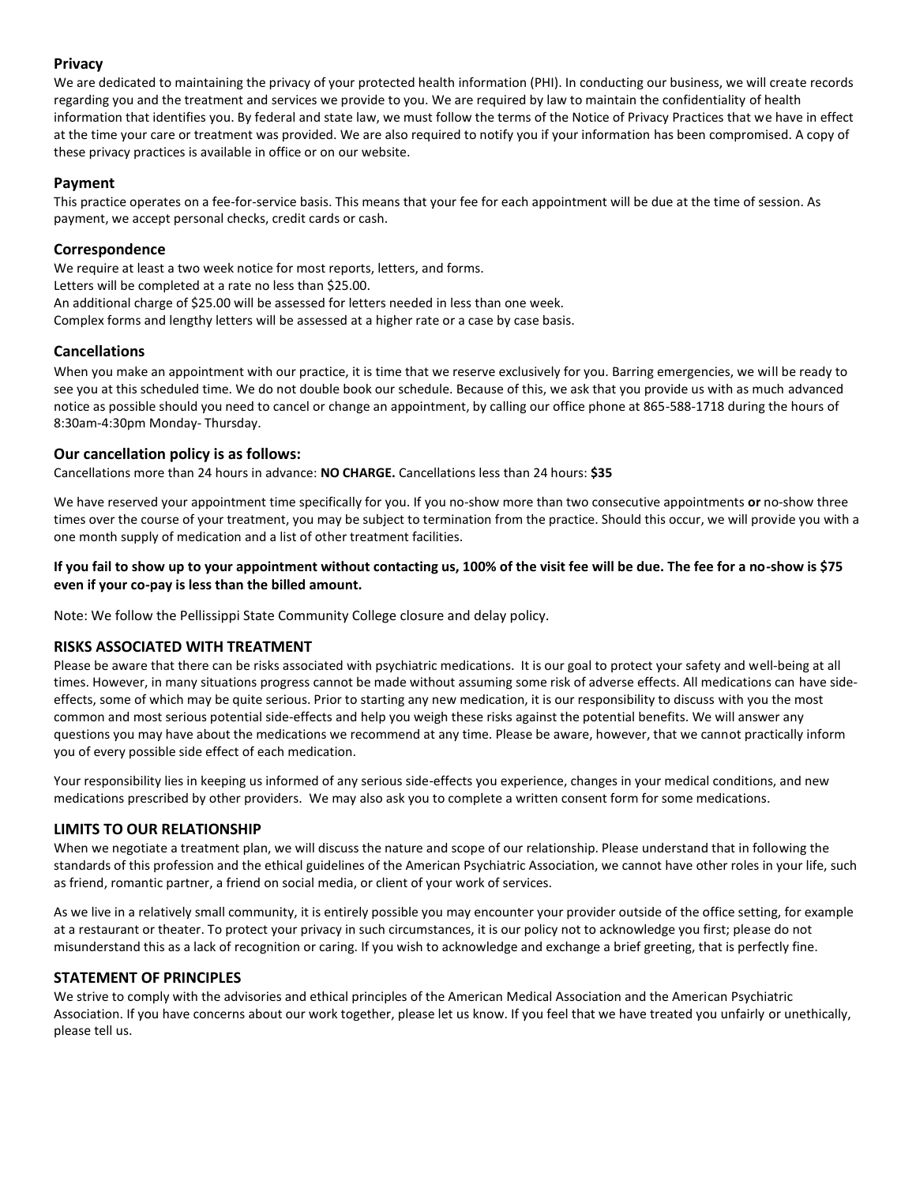## Privacy

We are dedicated to maintaining the privacy of your protected health information (PHI). In conducting our business, we will create records regarding you and the treatment and services we provide to you. We are required by law to maintain the confidentiality of health information that identifies you. By federal and state law, we must follow the terms of the Notice of Privacy Practices that we have in effect at the time your care or treatment was provided. We are also required to notify you if your information has been compromised. A copy of these privacy practices is available in office or on our website.

## Payment

This practice operates on a fee-for-service basis. This means that your fee for each appointment will be due at the time of session. As payment, we accept personal checks, credit cards or cash.

## Correspondence

We require at least a two week notice for most reports, letters, and forms.
Letters will be completed at a rate no less than $25.00.
An additional charge of $25.00 will be assessed for letters needed in less than one week.
Complex forms and lengthy letters will be assessed at a higher rate or a case by case basis.

## Cancellations

When you make an appointment with our practice, it is time that we reserve exclusively for you. Barring emergencies, we will be ready to see you at this scheduled time. We do not double book our schedule. Because of this, we ask that you provide us with as much advanced notice as possible should you need to cancel or change an appointment, by calling our office phone at 865-588-1718 during the hours of 8:30am-4:30pm Monday- Thursday.

## Our cancellation policy is as follows:

Cancellations more than 24 hours in advance: **NO CHARGE.** Cancellations less than 24 hours: **$35**

We have reserved your appointment time specifically for you. If you no-show more than two consecutive appointments **or** no-show three times over the course of your treatment, you may be subject to termination from the practice. Should this occur, we will provide you with a one month supply of medication and a list of other treatment facilities.

**If you fail to show up to your appointment without contacting us, 100% of the visit fee will be due. The fee for a no-show is $75 even if your co-pay is less than the billed amount.**

Note: We follow the Pellissippi State Community College closure and delay policy.

## RISKS ASSOCIATED WITH TREATMENT

Please be aware that there can be risks associated with psychiatric medications. It is our goal to protect your safety and well-being at all times. However, in many situations progress cannot be made without assuming some risk of adverse effects. All medications can have side-effects, some of which may be quite serious. Prior to starting any new medication, it is our responsibility to discuss with you the most common and most serious potential side-effects and help you weigh these risks against the potential benefits. We will answer any questions you may have about the medications we recommend at any time. Please be aware, however, that we cannot practically inform you of every possible side effect of each medication.

Your responsibility lies in keeping us informed of any serious side-effects you experience, changes in your medical conditions, and new medications prescribed by other providers. We may also ask you to complete a written consent form for some medications.

## LIMITS TO OUR RELATIONSHIP

When we negotiate a treatment plan, we will discuss the nature and scope of our relationship. Please understand that in following the standards of this profession and the ethical guidelines of the American Psychiatric Association, we cannot have other roles in your life, such as friend, romantic partner, a friend on social media, or client of your work of services.

As we live in a relatively small community, it is entirely possible you may encounter your provider outside of the office setting, for example at a restaurant or theater. To protect your privacy in such circumstances, it is our policy not to acknowledge you first; please do not misunderstand this as a lack of recognition or caring. If you wish to acknowledge and exchange a brief greeting, that is perfectly fine.

## STATEMENT OF PRINCIPLES

We strive to comply with the advisories and ethical principles of the American Medical Association and the American Psychiatric Association. If you have concerns about our work together, please let us know. If you feel that we have treated you unfairly or unethically, please tell us.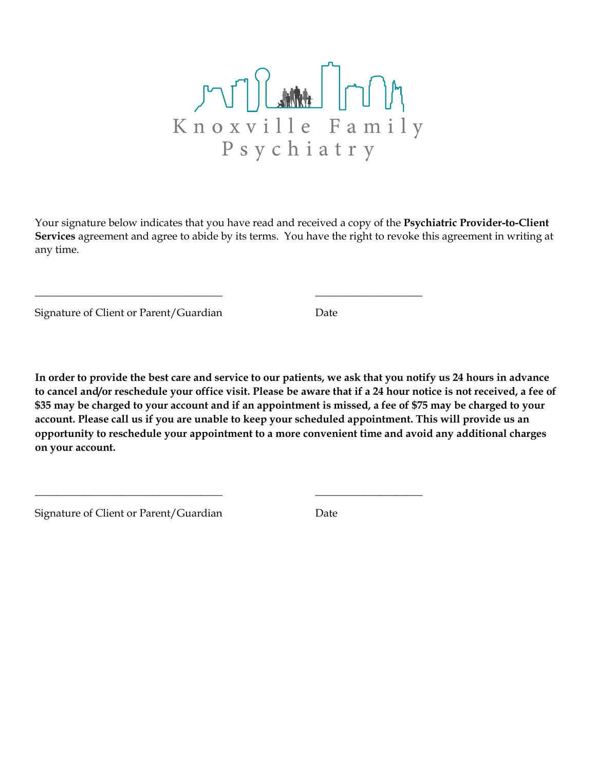Knoxville Family Psychiatry

Your signature below indicates that you have read and received a copy of the **Psychiatric Provider-to-Client Services** agreement and agree to abide by its terms. You have the right to revoke this agreement in writing at any time.

___________________________________ ____________________

Signature of Client or Parent/Guardian Date

**In order to provide the best care and service to our patients, we ask that you notify us 24 hours in advance to cancel and/or reschedule your office visit. Please be aware that if a 24 hour notice is not received, a fee of $35 may be charged to your account and if an appointment is missed, a fee of $75 may be charged to your account. Please call us if you are unable to keep your scheduled appointment. This will provide us an opportunity to reschedule your appointment to a more convenient time and avoid any additional charges on your account.**

___________________________________ ____________________

Signature of Client or Parent/Guardian Date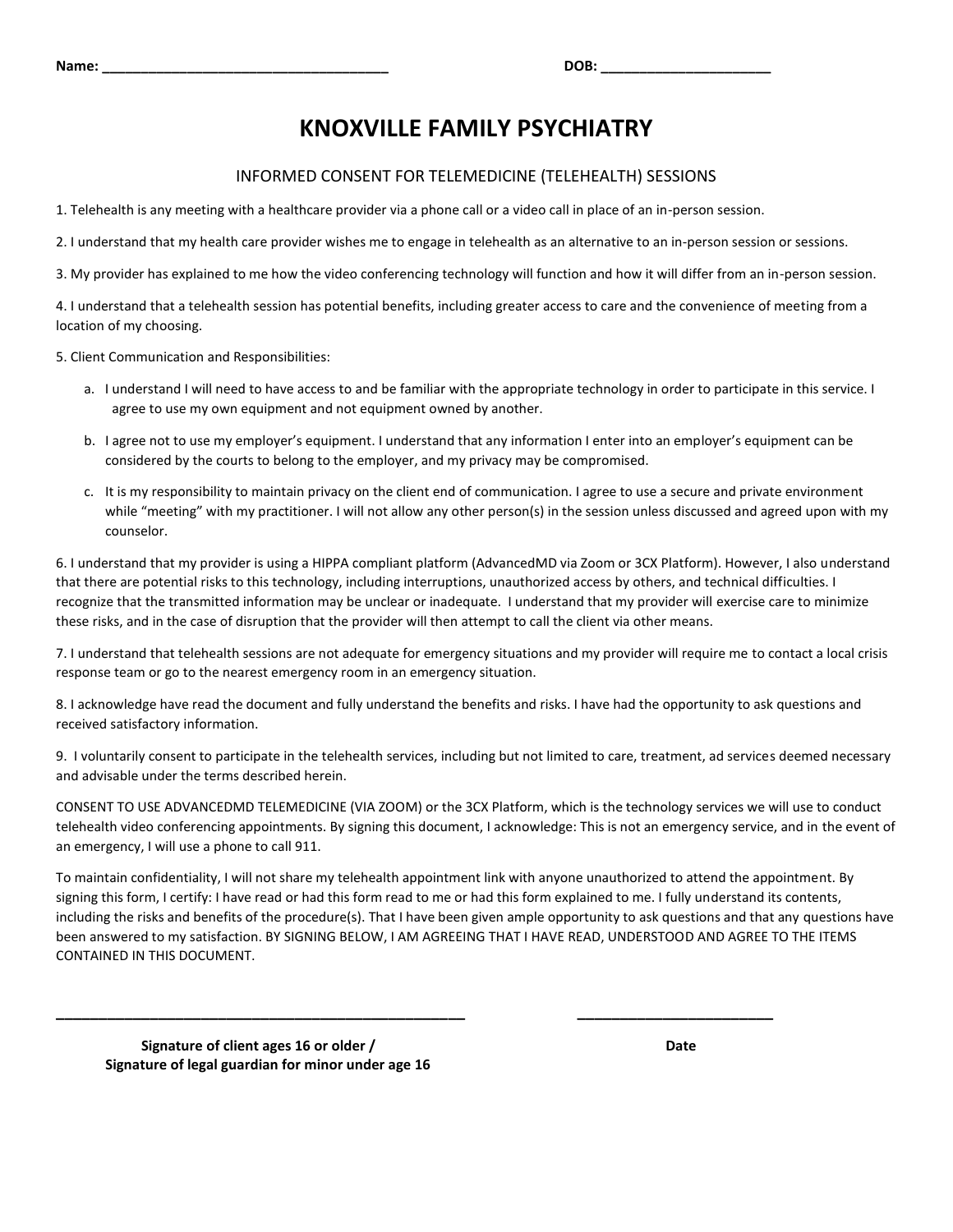**Name: ____________________________________** **DOB: ______________________**

# KNOXVILLE FAMILY PSYCHIATRY

## INFORMED CONSENT FOR TELEMEDICINE (TELEHEALTH) SESSIONS

1. Telehealth is any meeting with a healthcare provider via a phone call or a video call in place of an in-person session.

2. I understand that my health care provider wishes me to engage in telehealth as an alternative to an in-person session or sessions.

3. My provider has explained to me how the video conferencing technology will function and how it will differ from an in-person session.

4. I understand that a telehealth session has potential benefits, including greater access to care and the convenience of meeting from a location of my choosing.

5. Client Communication and Responsibilities:

   a. I understand I will need to have access to and be familiar with the appropriate technology in order to participate in this service. I agree to use my own equipment and not equipment owned by another.

   b. I agree not to use my employer's equipment. I understand that any information I enter into an employer's equipment can be considered by the courts to belong to the employer, and my privacy may be compromised.

   c. It is my responsibility to maintain privacy on the client end of communication. I agree to use a secure and private environment while "meeting" with my practitioner. I will not allow any other person(s) in the session unless discussed and agreed upon with my counselor.

6. I understand that my provider is using a HIPPA compliant platform (AdvancedMD via Zoom or 3CX Platform). However, I also understand that there are potential risks to this technology, including interruptions, unauthorized access by others, and technical difficulties. I recognize that the transmitted information may be unclear or inadequate. I understand that my provider will exercise care to minimize these risks, and in the case of disruption that the provider will then attempt to call the client via other means.

7. I understand that telehealth sessions are not adequate for emergency situations and my provider will require me to contact a local crisis response team or go to the nearest emergency room in an emergency situation.

8. I acknowledge have read the document and fully understand the benefits and risks. I have had the opportunity to ask questions and received satisfactory information.

9. I voluntarily consent to participate in the telehealth services, including but not limited to care, treatment, ad services deemed necessary and advisable under the terms described herein.

CONSENT TO USE ADVANCEDMD TELEMEDICINE (VIA ZOOM) or the 3CX Platform, which is the technology services we will use to conduct telehealth video conferencing appointments. By signing this document, I acknowledge: This is not an emergency service, and in the event of an emergency, I will use a phone to call 911.

To maintain confidentiality, I will not share my telehealth appointment link with anyone unauthorized to attend the appointment. By signing this form, I certify: I have read or had this form read to me or had this form explained to me. I fully understand its contents, including the risks and benefits of the procedure(s). That I have been given ample opportunity to ask questions and that any questions have been answered to my satisfaction. BY SIGNING BELOW, I AM AGREEING THAT I HAVE READ, UNDERSTOOD AND AGREE TO THE ITEMS CONTAINED IN THIS DOCUMENT.

_____________________________________________________ ________________________

**Signature of client ages 16 or older /**
**Signature of legal guardian for minor under age 16**

**Date**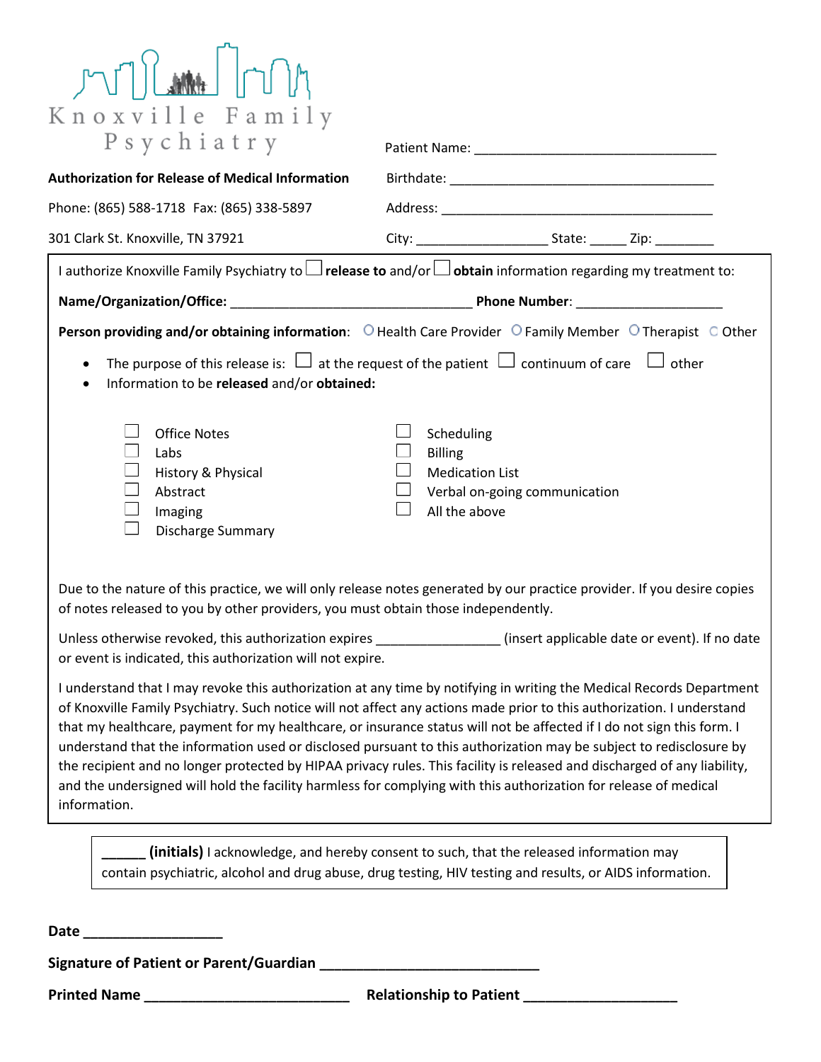Knoxville Family Psychiatry

**Authorization for Release of Medical Information**

Phone: (865) 588-1718  Fax: (865) 338-5897

301 Clark St. Knoxville, TN 37921

Patient Name: ________________________________

Birthdate: ___________________________________

Address: ____________________________________

City: _________________ State: _____ Zip: ________

I authorize Knoxville Family Psychiatry to ☐ **release to** and/or ☐ **obtain** information regarding my treatment to:

**Name/Organization/Office:** ________________________________ **Phone Number**: ___________________

**Person providing and/or obtaining information**: ○ Health Care Provider ○ Family Member ○ Therapist ○ Other

- The purpose of this release is: ☐ at the request of the patient ☐ continuum of care ☐ other
- Information to be **released** and/or **obtained:**

☐ Office Notes
☐ Labs
☐ History & Physical
☐ Abstract
☐ Imaging
☐ Discharge Summary

☐ Scheduling
☐ Billing
☐ Medication List
☐ Verbal on-going communication
☐ All the above

Due to the nature of this practice, we will only release notes generated by our practice provider. If you desire copies of notes released to you by other providers, you must obtain those independently.

Unless otherwise revoked, this authorization expires ________________ (insert applicable date or event). If no date or event is indicated, this authorization will not expire.

I understand that I may revoke this authorization at any time by notifying in writing the Medical Records Department of Knoxville Family Psychiatry. Such notice will not affect any actions made prior to this authorization. I understand that my healthcare, payment for my healthcare, or insurance status will not be affected if I do not sign this form. I understand that the information used or disclosed pursuant to this authorization may be subject to redisclosure by the recipient and no longer protected by HIPAA privacy rules. This facility is released and discharged of any liability, and the undersigned will hold the facility harmless for complying with this authorization for release of medical information.

**______ (initials)** I acknowledge, and hereby consent to such, that the released information may contain psychiatric, alcohol and drug abuse, drug testing, HIV testing and results, or AIDS information.

**Date** _________________

**Signature of Patient or Parent/Guardian** ___________________________

**Printed Name** _________________________ **Relationship to Patient** ___________________